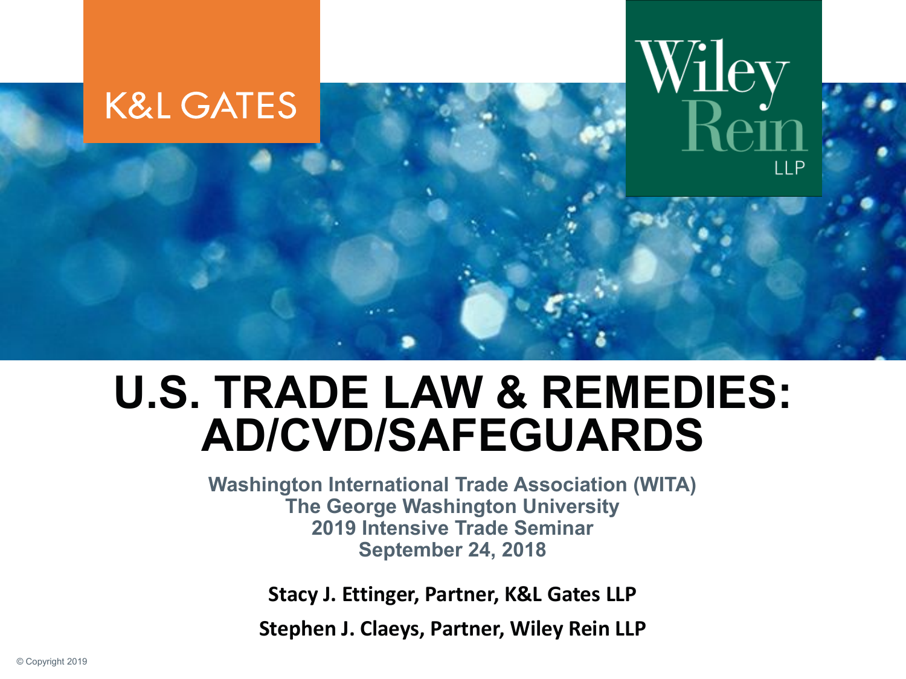K&L GATES

Wiley Rein LLP

# U.S. TRADE LAW & REMEDIES: AD/CVD/SAFEGUARDS

**Washington International Trade Association (WITA)**
**The George Washington University**
**2019 Intensive Trade Seminar**
**September 24, 2018**

**Stacy J. Ettinger, Partner, K&L Gates LLP**

**Stephen J. Claeys, Partner, Wiley Rein LLP**

© Copyright 2019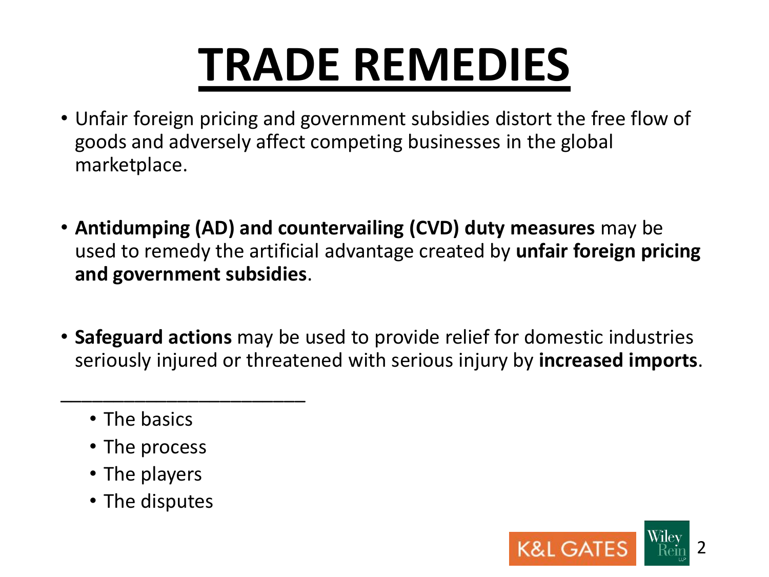# TRADE REMEDIES

- Unfair foreign pricing and government subsidies distort the free flow of goods and adversely affect competing businesses in the global marketplace.

- **Antidumping (AD) and countervailing (CVD) duty measures** may be used to remedy the artificial advantage created by **unfair foreign pricing and government subsidies**.

- **Safeguard actions** may be used to provide relief for domestic industries seriously injured or threatened with serious injury by **increased imports**.

---

- The basics
- The process
- The players
- The disputes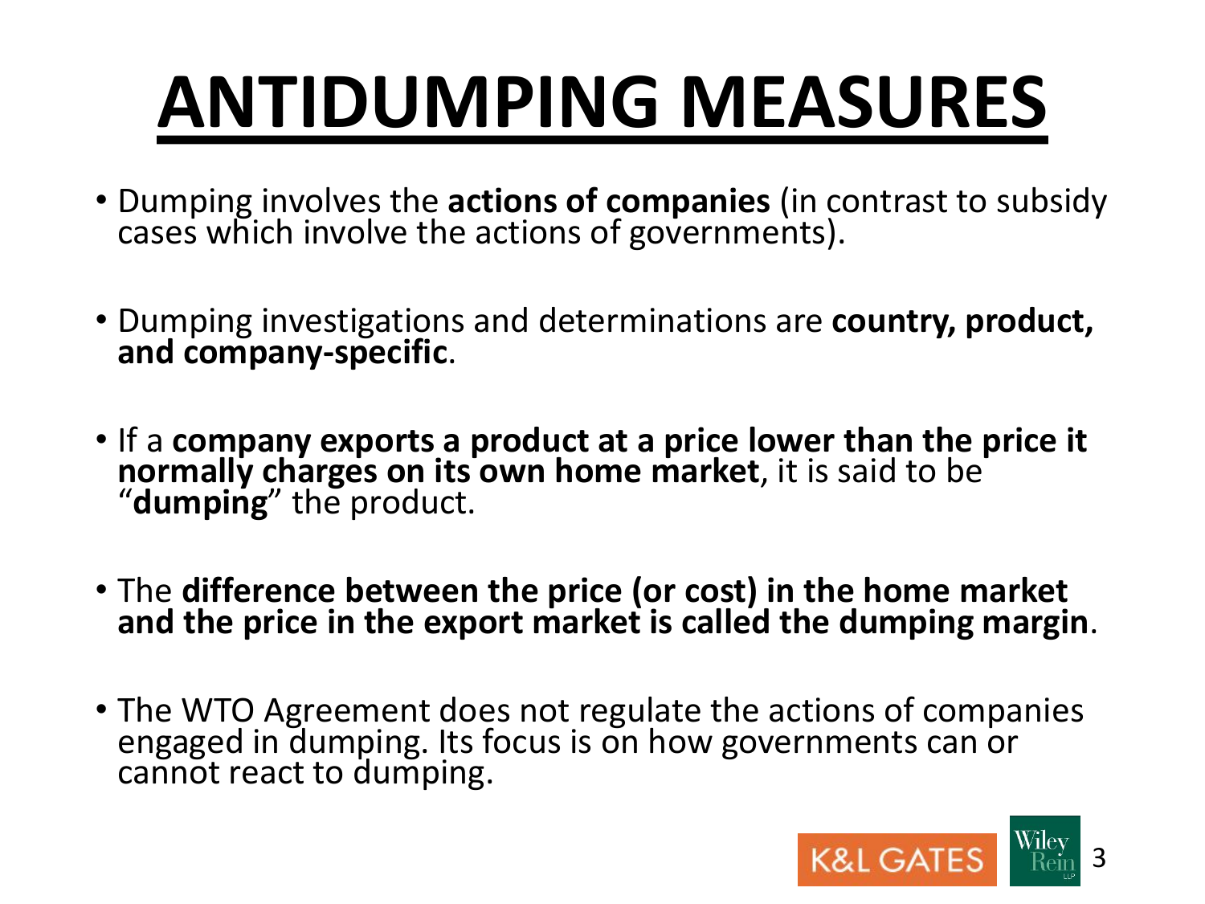# ANTIDUMPING MEASURES

- Dumping involves the **actions of companies** (in contrast to subsidy cases which involve the actions of governments).
- Dumping investigations and determinations are **country, product, and company-specific**.
- If a **company exports a product at a price lower than the price it normally charges on its own home market**, it is said to be "**dumping**" the product.
- The **difference between the price (or cost) in the home market and the price in the export market is called the dumping margin**.
- The WTO Agreement does not regulate the actions of companies engaged in dumping. Its focus is on how governments can or cannot react to dumping.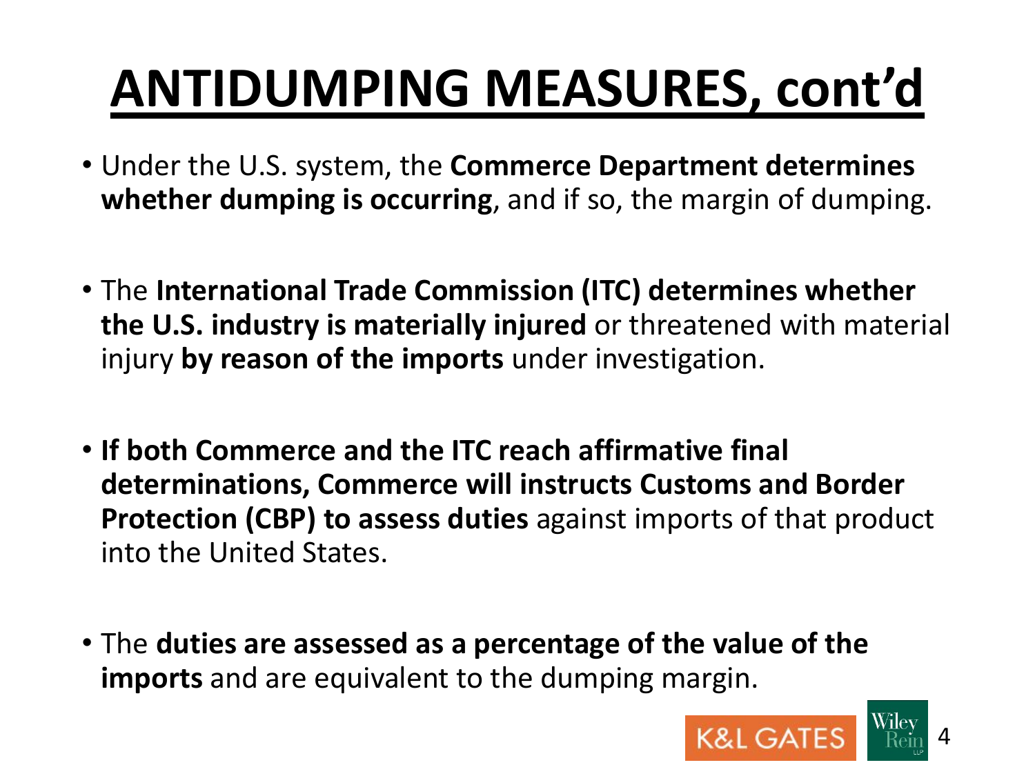# ANTIDUMPING MEASURES, cont'd

- Under the U.S. system, the **Commerce Department determines whether dumping is occurring**, and if so, the margin of dumping.

- The **International Trade Commission (ITC) determines whether the U.S. industry is materially injured** or threatened with material injury **by reason of the imports** under investigation.

- **If both Commerce and the ITC reach affirmative final determinations, Commerce will instructs Customs and Border Protection (CBP) to assess duties** against imports of that product into the United States.

- The **duties are assessed as a percentage of the value of the imports** and are equivalent to the dumping margin.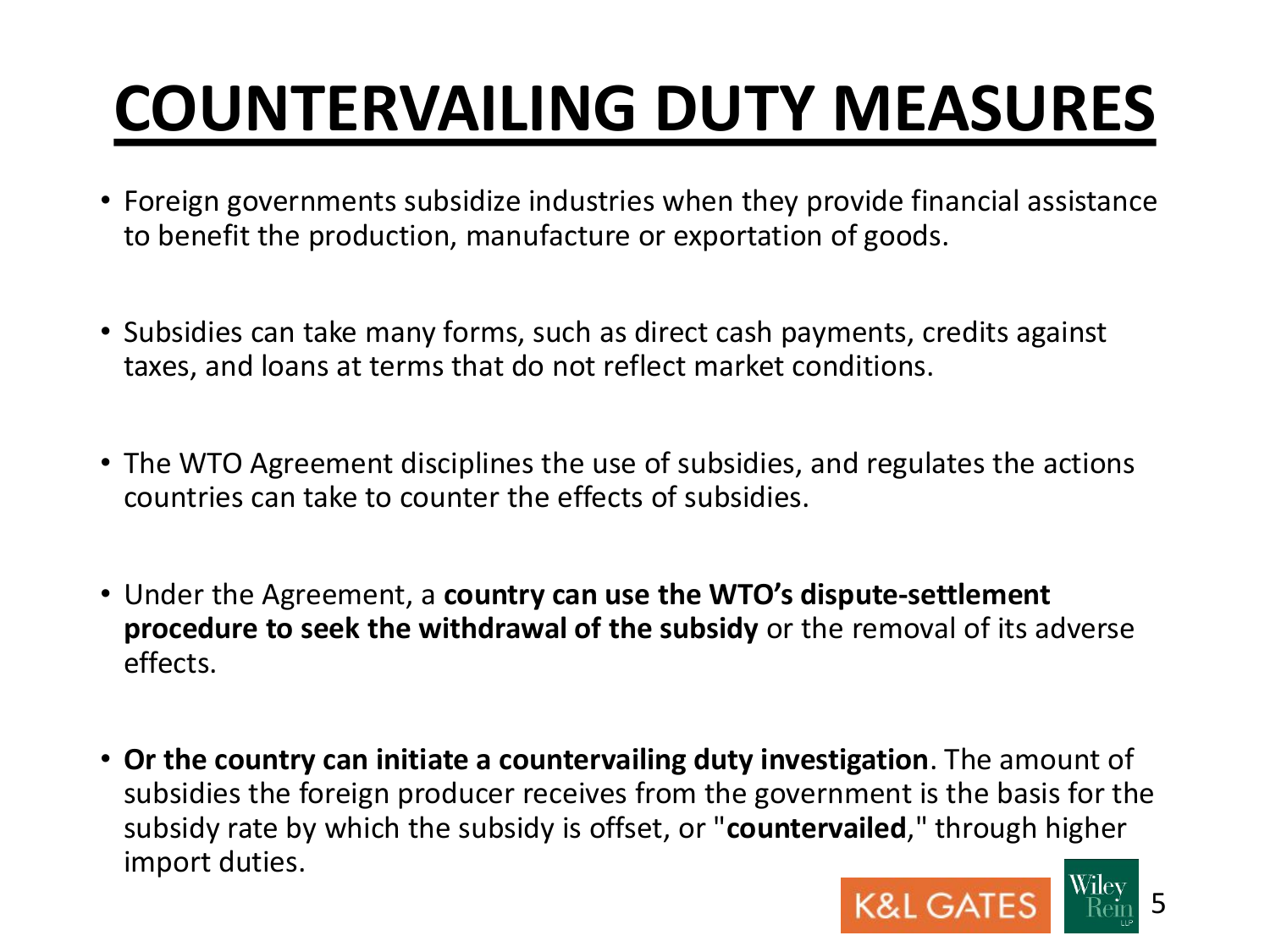# COUNTERVAILING DUTY MEASURES

- Foreign governments subsidize industries when they provide financial assistance to benefit the production, manufacture or exportation of goods.
- Subsidies can take many forms, such as direct cash payments, credits against taxes, and loans at terms that do not reflect market conditions.
- The WTO Agreement disciplines the use of subsidies, and regulates the actions countries can take to counter the effects of subsidies.
- Under the Agreement, a **country can use the WTO's dispute-settlement procedure to seek the withdrawal of the subsidy** or the removal of its adverse effects.
- **Or the country can initiate a countervailing duty investigation**. The amount of subsidies the foreign producer receives from the government is the basis for the subsidy rate by which the subsidy is offset, or "**countervailed**," through higher import duties.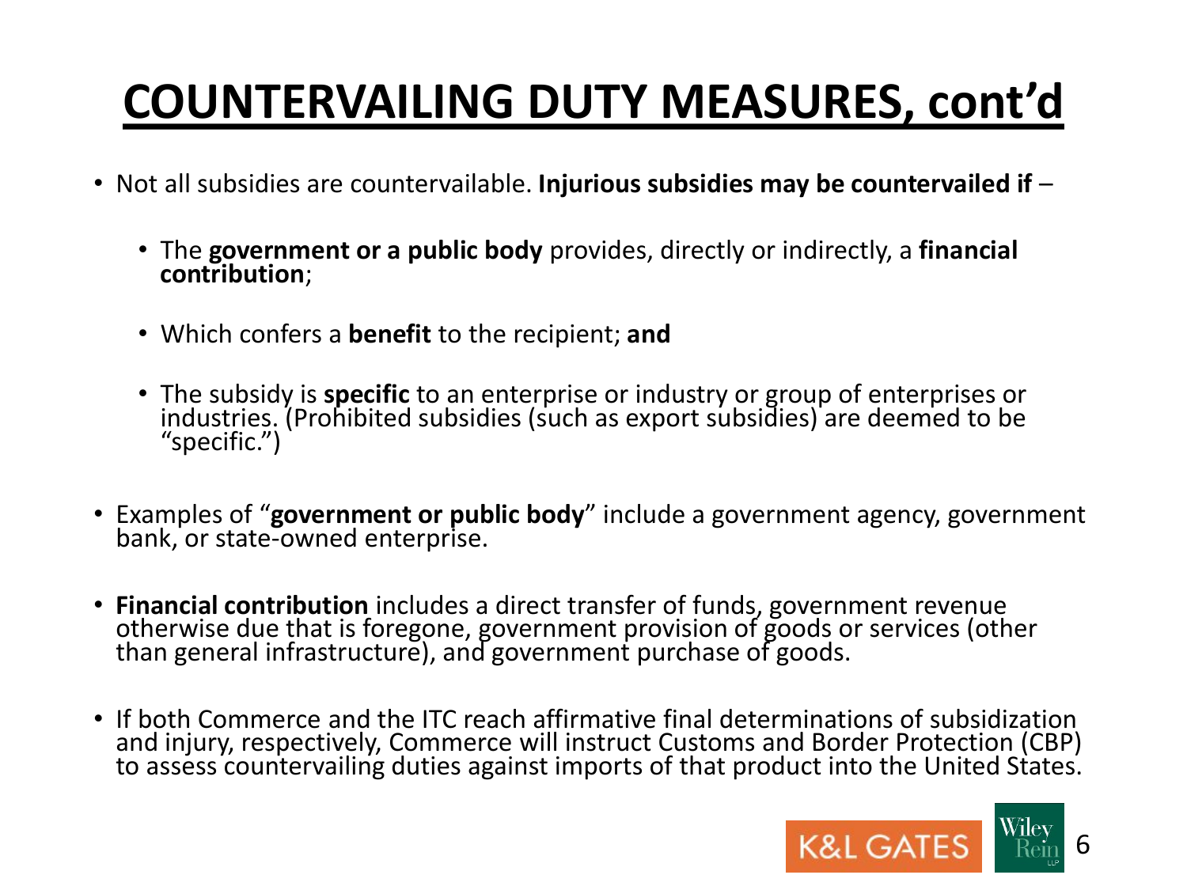# COUNTERVAILING DUTY MEASURES, cont'd

- Not all subsidies are countervailable. **Injurious subsidies may be countervailed if** –
  - The **government or a public body** provides, directly or indirectly, a **financial contribution**;
  - Which confers a **benefit** to the recipient; **and**
  - The subsidy is **specific** to an enterprise or industry or group of enterprises or industries. (Prohibited subsidies (such as export subsidies) are deemed to be "specific.")
- Examples of "**government or public body**" include a government agency, government bank, or state-owned enterprise.
- **Financial contribution** includes a direct transfer of funds, government revenue otherwise due that is foregone, government provision of goods or services (other than general infrastructure), and government purchase of goods.
- If both Commerce and the ITC reach affirmative final determinations of subsidization and injury, respectively, Commerce will instruct Customs and Border Protection (CBP) to assess countervailing duties against imports of that product into the United States.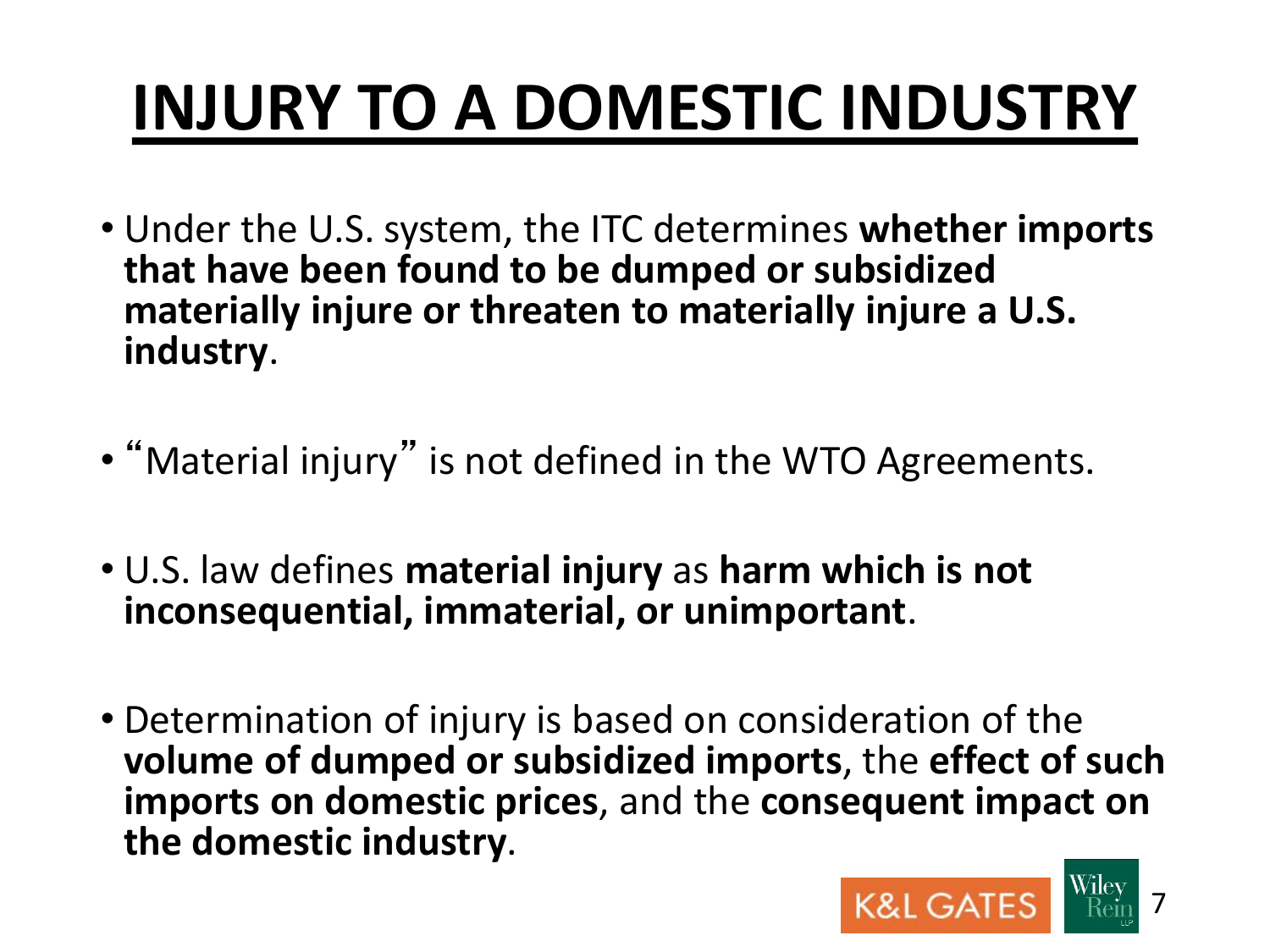# INJURY TO A DOMESTIC INDUSTRY

- Under the U.S. system, the ITC determines **whether imports that have been found to be dumped or subsidized materially injure or threaten to materially injure a U.S. industry**.
- "Material injury" is not defined in the WTO Agreements.
- U.S. law defines **material injury** as **harm which is not inconsequential, immaterial, or unimportant**.
- Determination of injury is based on consideration of the **volume of dumped or subsidized imports**, the **effect of such imports on domestic prices**, and the **consequent impact on the domestic industry**.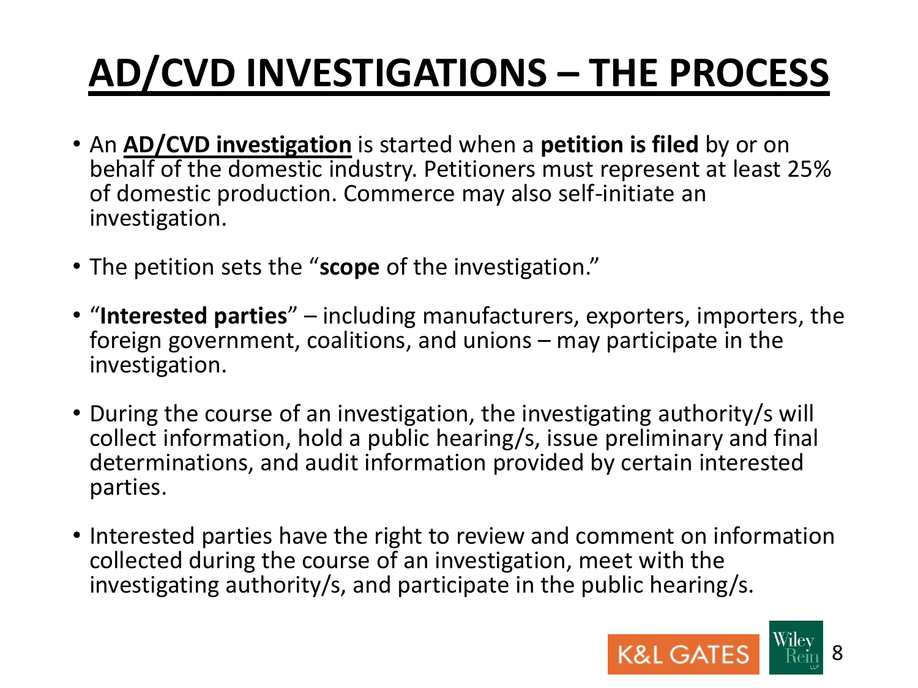# AD/CVD INVESTIGATIONS – THE PROCESS

- An **AD/CVD investigation** is started when a **petition is filed** by or on behalf of the domestic industry. Petitioners must represent at least 25% of domestic production. Commerce may also self-initiate an investigation.
- The petition sets the "**scope** of the investigation."
- "**Interested parties**" – including manufacturers, exporters, importers, the foreign government, coalitions, and unions – may participate in the investigation.
- During the course of an investigation, the investigating authority/s will collect information, hold a public hearing/s, issue preliminary and final determinations, and audit information provided by certain interested parties.
- Interested parties have the right to review and comment on information collected during the course of an investigation, meet with the investigating authority/s, and participate in the public hearing/s.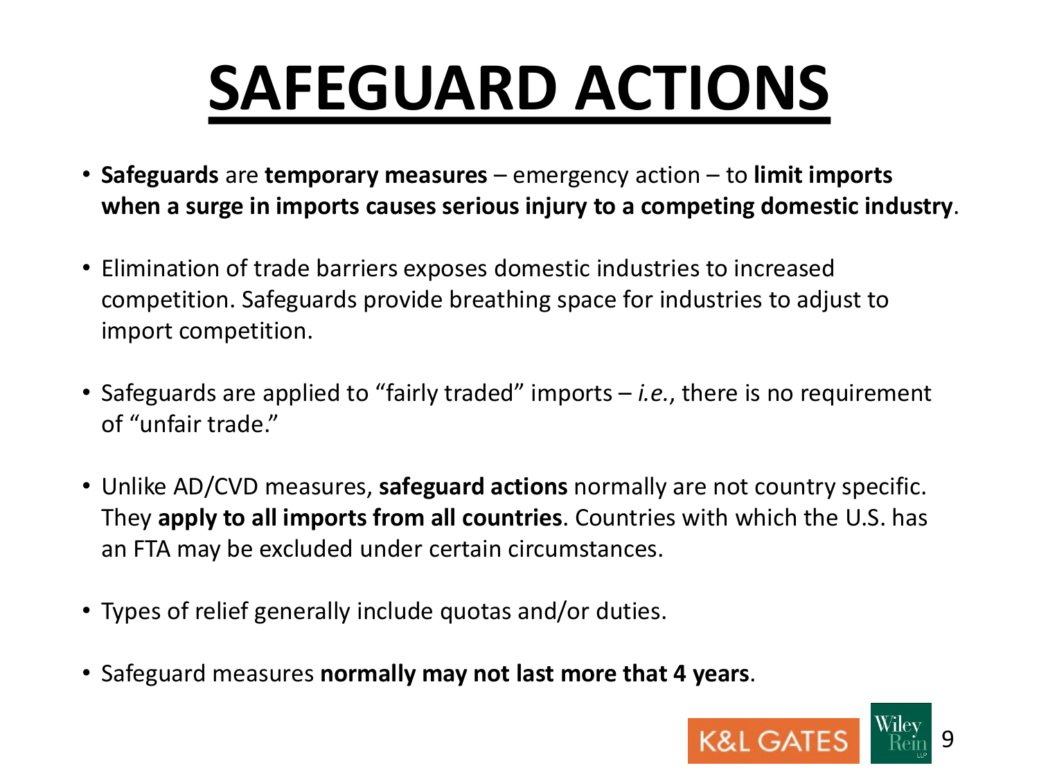# SAFEGUARD ACTIONS

- **Safeguards** are **temporary measures** – emergency action – to **limit imports when a surge in imports causes serious injury to a competing domestic industry**.
- Elimination of trade barriers exposes domestic industries to increased competition. Safeguards provide breathing space for industries to adjust to import competition.
- Safeguards are applied to "fairly traded" imports – *i.e.*, there is no requirement of "unfair trade."
- Unlike AD/CVD measures, **safeguard actions** normally are not country specific. They **apply to all imports from all countries**. Countries with which the U.S. has an FTA may be excluded under certain circumstances.
- Types of relief generally include quotas and/or duties.
- Safeguard measures **normally may not last more that 4 years**.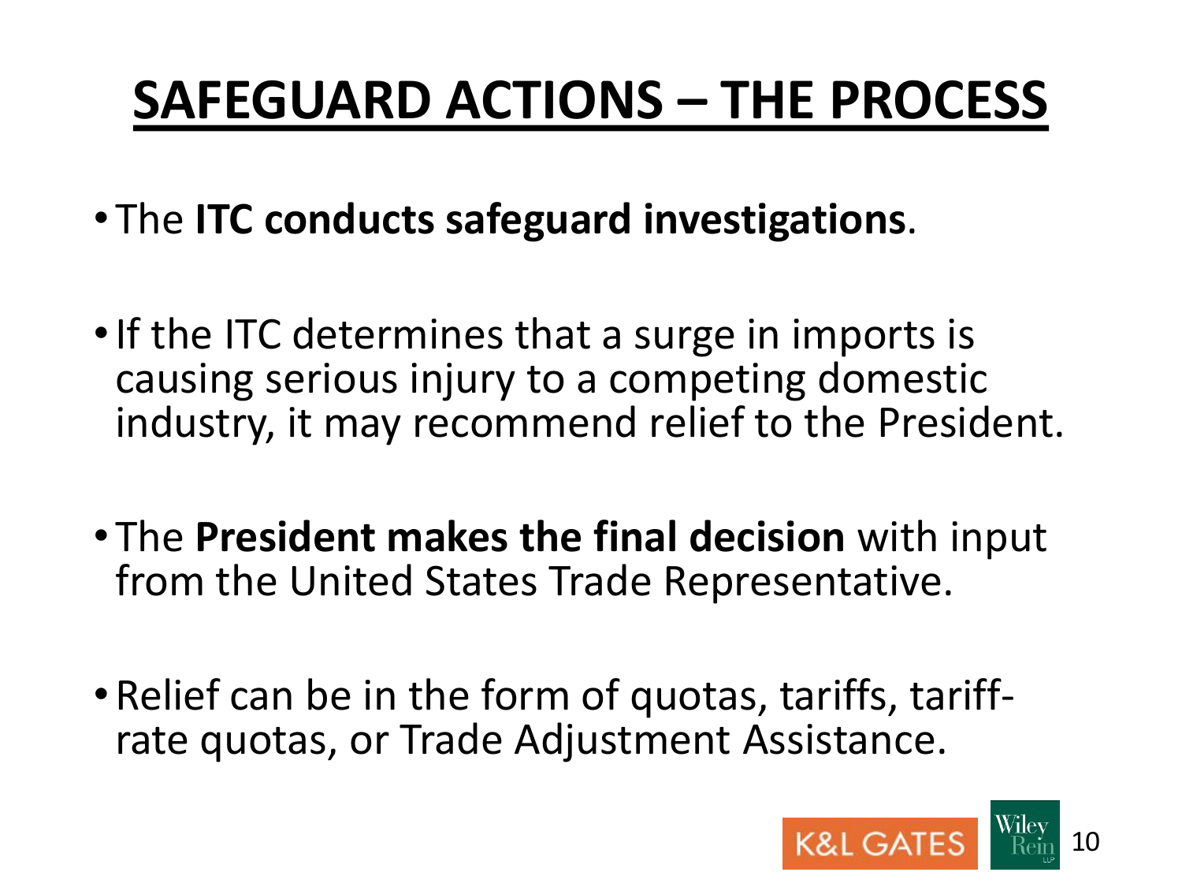# SAFEGUARD ACTIONS – THE PROCESS

- The **ITC conducts safeguard investigations**.
- If the ITC determines that a surge in imports is causing serious injury to a competing domestic industry, it may recommend relief to the President.
- The **President makes the final decision** with input from the United States Trade Representative.
- Relief can be in the form of quotas, tariffs, tariff-rate quotas, or Trade Adjustment Assistance.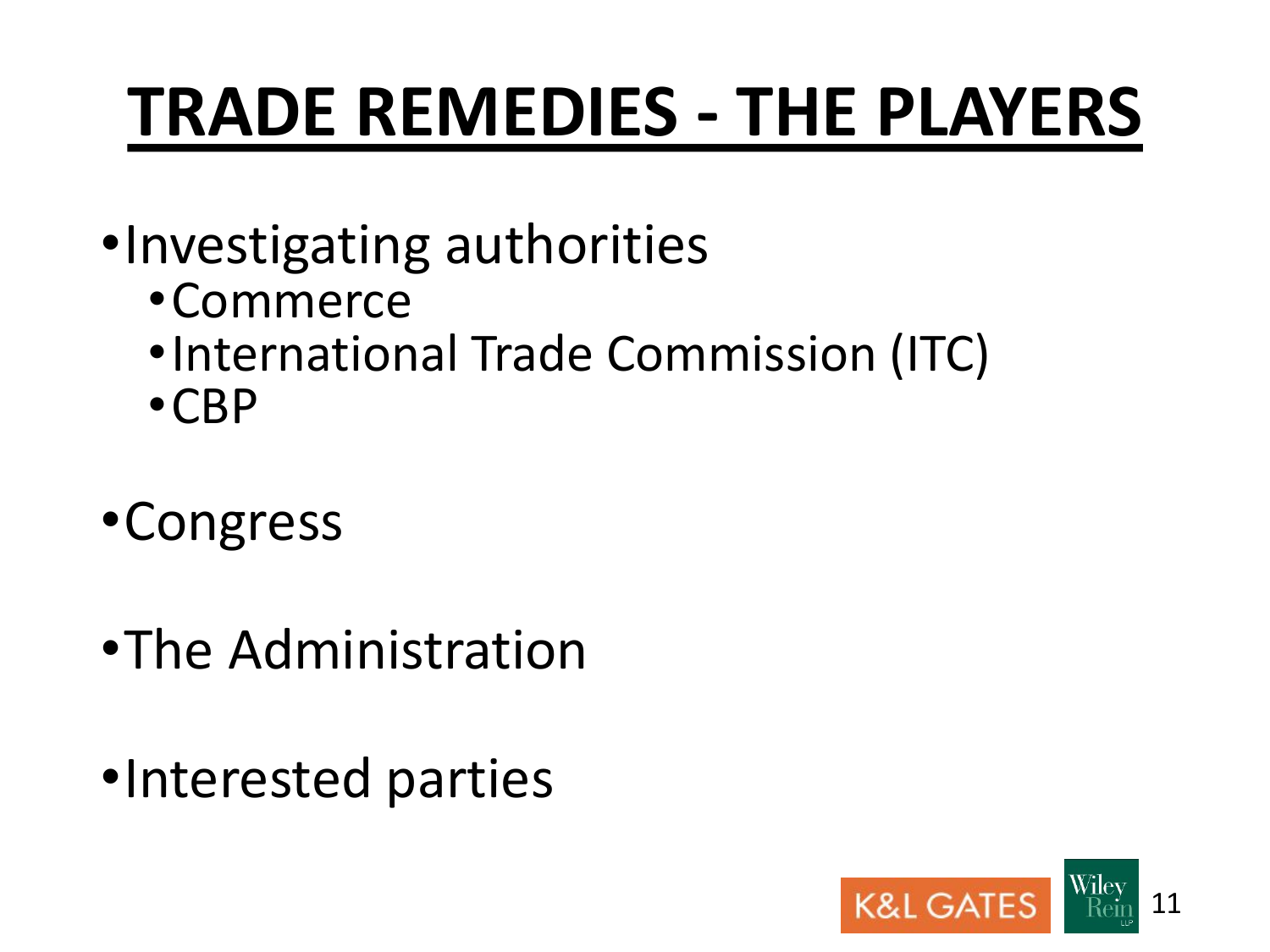# TRADE REMEDIES - THE PLAYERS

- Investigating authorities
  - Commerce
  - International Trade Commission (ITC)
  - CBP
- Congress
- The Administration
- Interested parties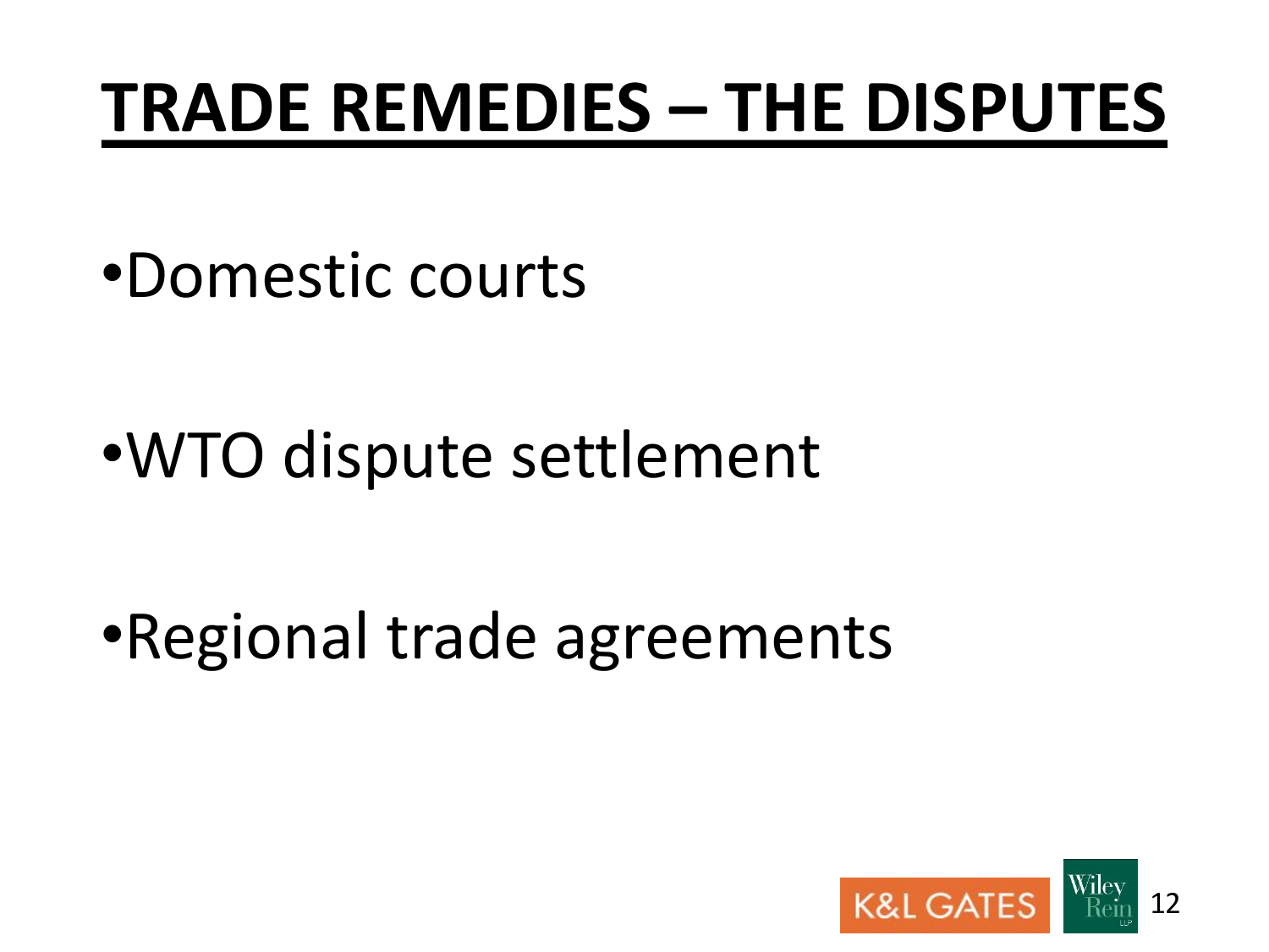# TRADE REMEDIES – THE DISPUTES

- Domestic courts
- WTO dispute settlement
- Regional trade agreements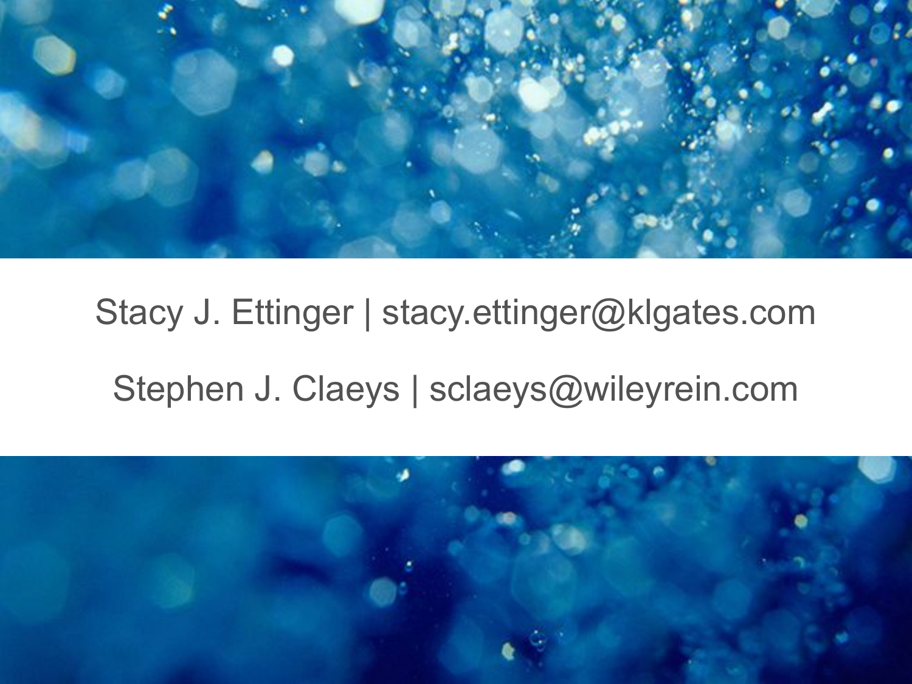Stacy J. Ettinger | stacy.ettinger@klgates.com

Stephen J. Claeys | sclaeys@wileyrein.com